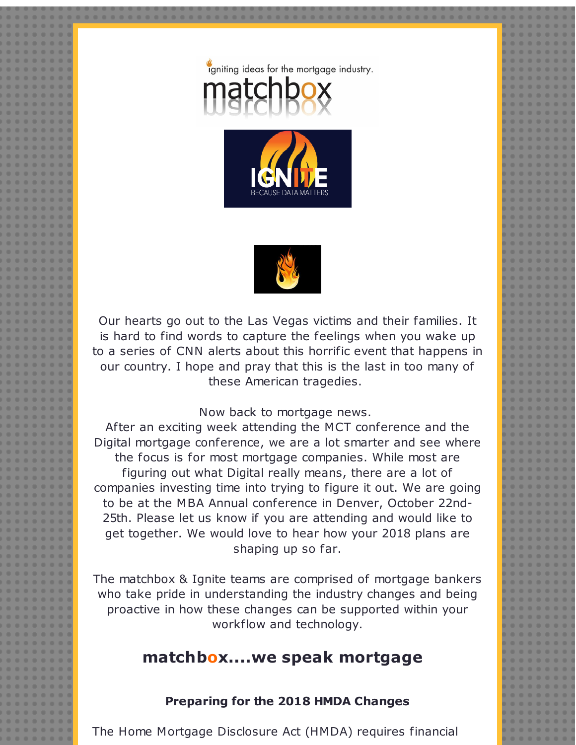igniting ideas for the mortgage industry.

matchbox

IGNITE

BECAUSE DATA MATTERS

Our hearts go out to the Las Vegas victims and their families. It is hard to find words to capture the feelings when you wake up to a series of CNN alerts about this horrific event that happens in our country. I hope and pray that this is the last in too many of these American tragedies.

Now back to mortgage news.
After an exciting week attending the MCT conference and the Digital mortgage conference, we are a lot smarter and see where the focus is for most mortgage companies. While most are figuring out what Digital really means, there are a lot of companies investing time into trying to figure it out. We are going to be at the MBA Annual conference in Denver, October 22nd-25th. Please let us know if you are attending and would like to get together. We would love to hear how your 2018 plans are shaping up so far.

The matchbox & Ignite teams are comprised of mortgage bankers who take pride in understanding the industry changes and being proactive in how these changes can be supported within your workflow and technology.

## matchbox....we speak mortgage

### Preparing for the 2018 HMDA Changes

The Home Mortgage Disclosure Act (HMDA) requires financial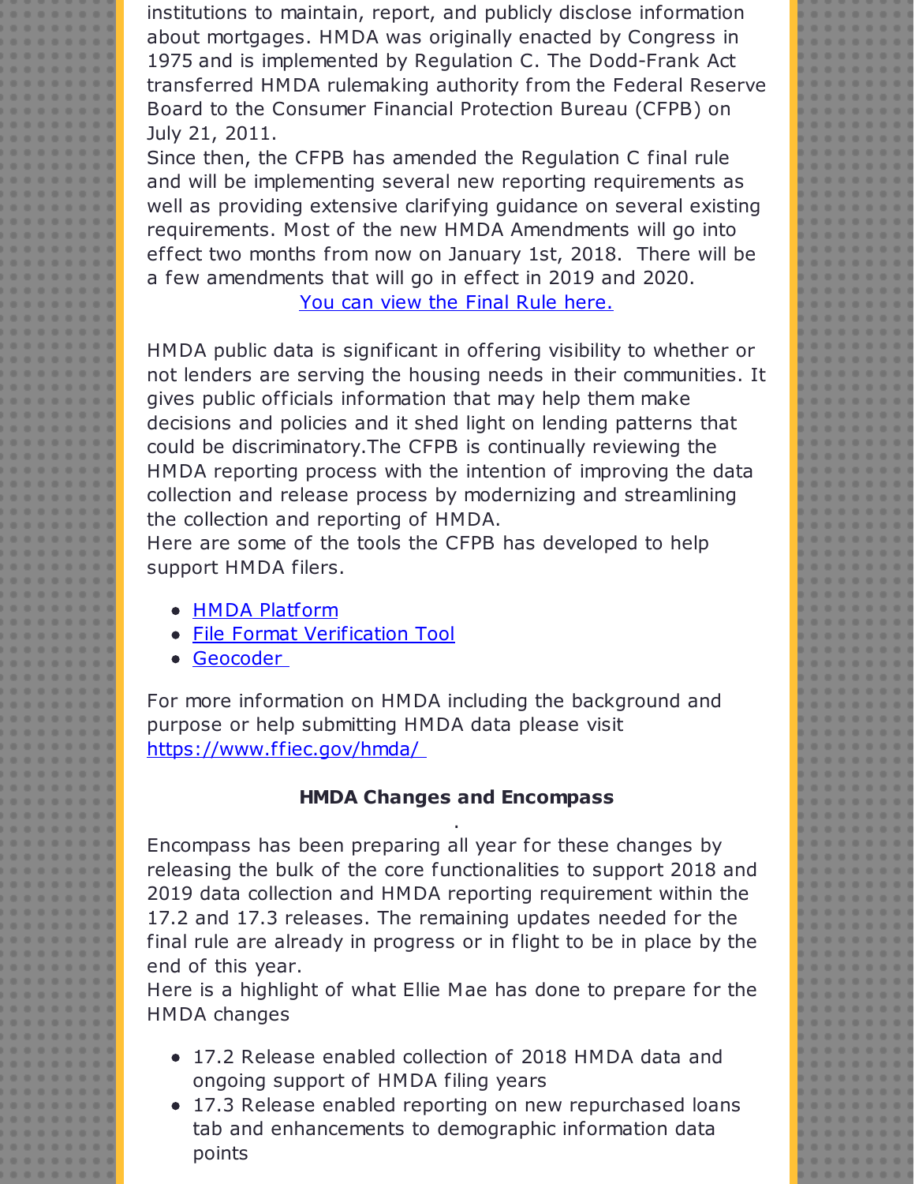institutions to maintain, report, and publicly disclose information about mortgages. HMDA was originally enacted by Congress in 1975 and is implemented by Regulation C. The Dodd-Frank Act transferred HMDA rulemaking authority from the Federal Reserve Board to the Consumer Financial Protection Bureau (CFPB) on July 21, 2011.

Since then, the CFPB has amended the Regulation C final rule and will be implementing several new reporting requirements as well as providing extensive clarifying guidance on several existing requirements. Most of the new HMDA Amendments will go into effect two months from now on January 1st, 2018. There will be a few amendments that will go in effect in 2019 and 2020.

You can view the Final Rule here.

HMDA public data is significant in offering visibility to whether or not lenders are serving the housing needs in their communities. It gives public officials information that may help them make decisions and policies and it shed light on lending patterns that could be discriminatory.The CFPB is continually reviewing the HMDA reporting process with the intention of improving the data collection and release process by modernizing and streamlining the collection and reporting of HMDA.

Here are some of the tools the CFPB has developed to help support HMDA filers.

- HMDA Platform
- File Format Verification Tool
- Geocoder

For more information on HMDA including the background and purpose or help submitting HMDA data please visit https://www.ffiec.gov/hmda/

**HMDA Changes and Encompass**

Encompass has been preparing all year for these changes by releasing the bulk of the core functionalities to support 2018 and 2019 data collection and HMDA reporting requirement within the 17.2 and 17.3 releases. The remaining updates needed for the final rule are already in progress or in flight to be in place by the end of this year.

Here is a highlight of what Ellie Mae has done to prepare for the HMDA changes

- 17.2 Release enabled collection of 2018 HMDA data and ongoing support of HMDA filing years
- 17.3 Release enabled reporting on new repurchased loans tab and enhancements to demographic information data points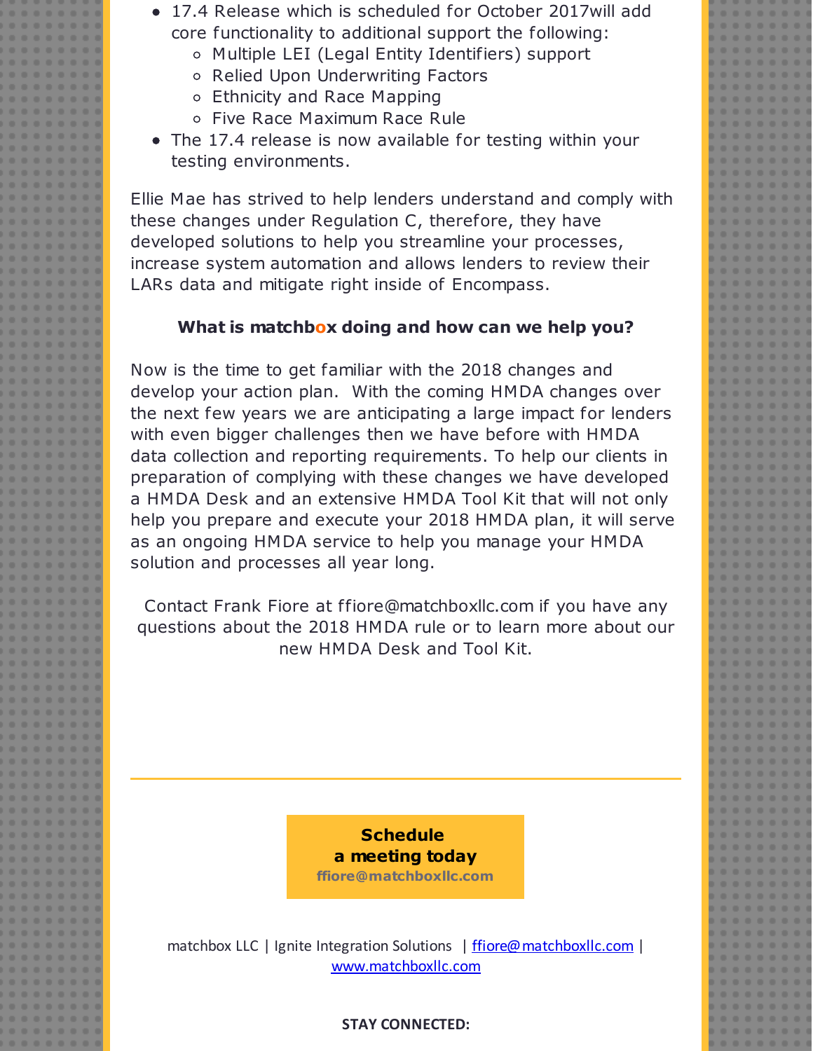- 17.4 Release which is scheduled for October 2017will add core functionality to additional support the following:
  - Multiple LEI (Legal Entity Identifiers) support
  - Relied Upon Underwriting Factors
  - Ethnicity and Race Mapping
  - Five Race Maximum Race Rule
- The 17.4 release is now available for testing within your testing environments.

Ellie Mae has strived to help lenders understand and comply with these changes under Regulation C, therefore, they have developed solutions to help you streamline your processes, increase system automation and allows lenders to review their LARs data and mitigate right inside of Encompass.

**What is matchbox doing and how can we help you?**

Now is the time to get familiar with the 2018 changes and develop your action plan. With the coming HMDA changes over the next few years we are anticipating a large impact for lenders with even bigger challenges then we have before with HMDA data collection and reporting requirements. To help our clients in preparation of complying with these changes we have developed a HMDA Desk and an extensive HMDA Tool Kit that will not only help you prepare and execute your 2018 HMDA plan, it will serve as an ongoing HMDA service to help you manage your HMDA solution and processes all year long.

Contact Frank Fiore at ffiore@matchboxllc.com if you have any questions about the 2018 HMDA rule or to learn more about our new HMDA Desk and Tool Kit.

---

**Schedule a meeting today**
**ffiore@matchboxllc.com**

matchbox LLC | Ignite Integration Solutions | ffiore@matchboxllc.com | www.matchboxllc.com

**STAY CONNECTED:**